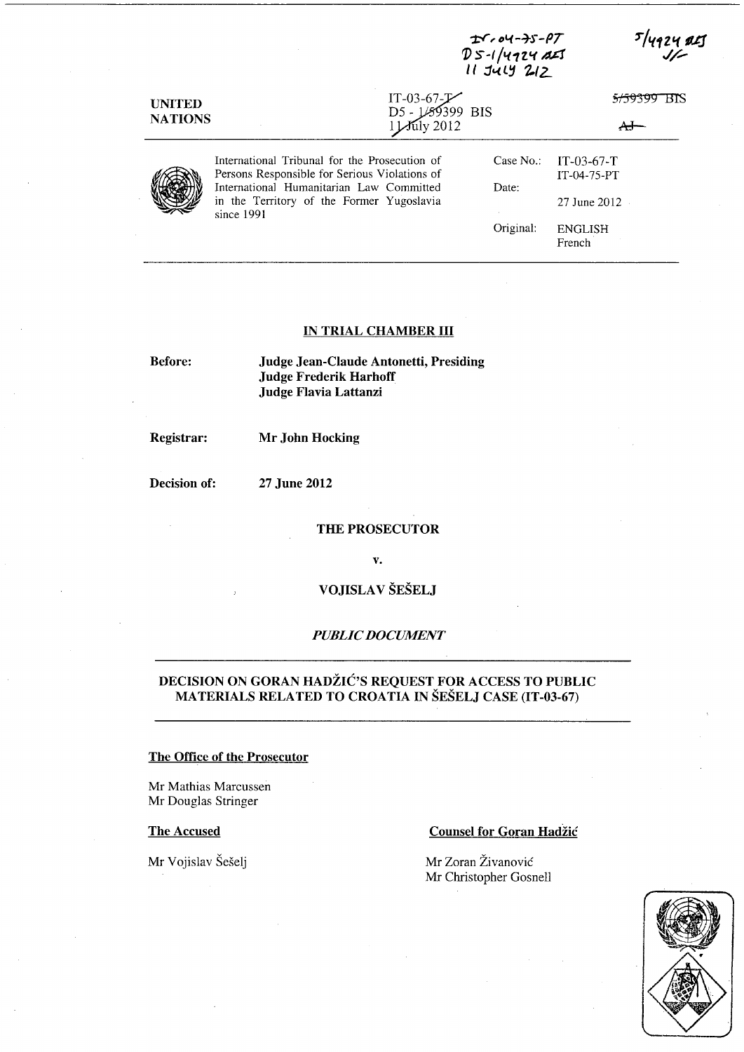IT-04-75-PT
D5-1/4924 BIS
11 July 2012

5/4924 BIS

| UNITED NATIONS | IT-03-67-T D5 - 1/59399 BIS 11 July 2012 | 5/59399 BIS |
|---|---|---|

International Tribunal for the Prosecution of Persons Responsible for Serious Violations of International Humanitarian Law Committed in the Territory of the Former Yugoslavia since 1991

| | |
|---|---|
| Case No.: | IT-03-67-T IT-04-75-PT |
| Date: | 27 June 2012 |
| Original: | ENGLISH French |

## IN TRIAL CHAMBER III

**Before:** **Judge Jean-Claude Antonetti, Presiding**
**Judge Frederik Harhoff**
**Judge Flavia Lattanzi**

**Registrar:** **Mr John Hocking**

**Decision of:** **27 June 2012**

**THE PROSECUTOR**

**v.**

**VOJISLAV ŠEŠELJ**

***PUBLIC DOCUMENT***

## DECISION ON GORAN HADŽIĆ'S REQUEST FOR ACCESS TO PUBLIC MATERIALS RELATED TO CROATIA IN ŠEŠELJ CASE (IT-03-67)

**The Office of the Prosecutor**

Mr Mathias Marcussen
Mr Douglas Stringer

**The Accused**

Mr Vojislav Šešelj

**Counsel for Goran Hadžić**

Mr Zoran Živanović
Mr Christopher Gosnell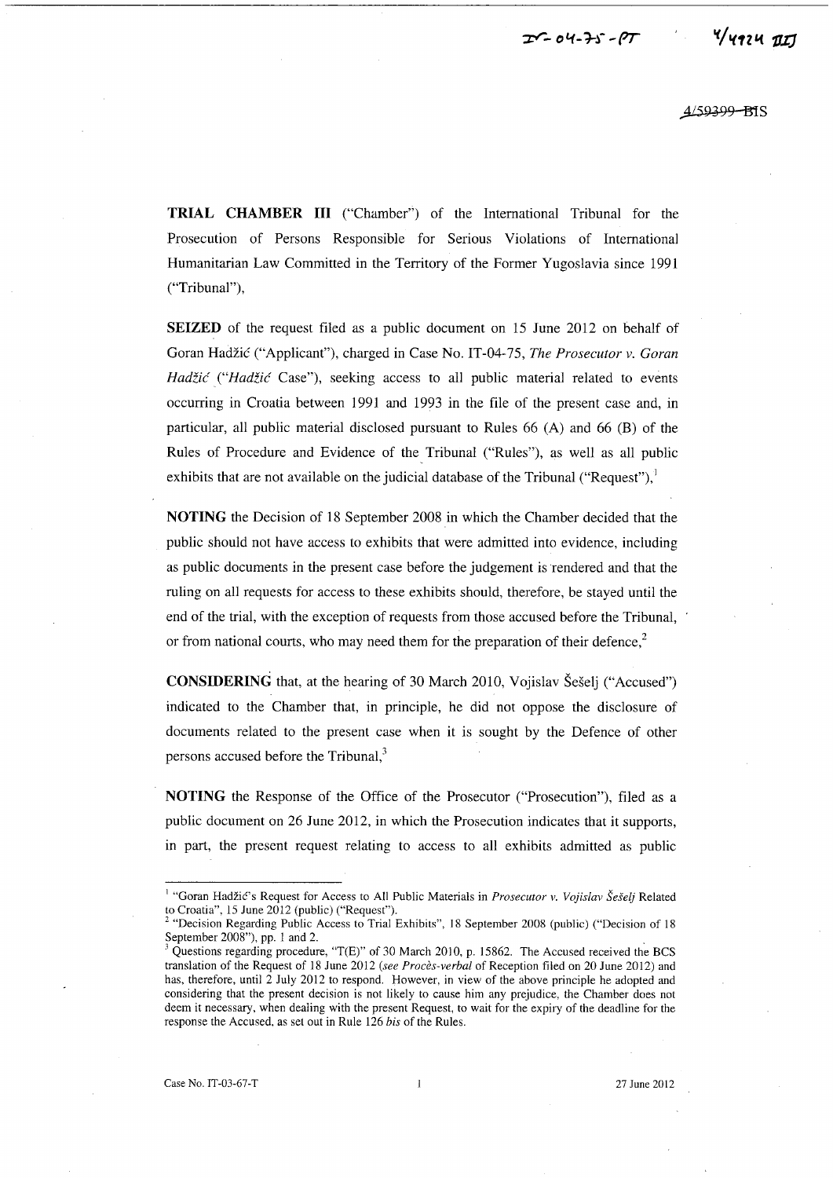**TRIAL CHAMBER III** ("Chamber") of the International Tribunal for the Prosecution of Persons Responsible for Serious Violations of International Humanitarian Law Committed in the Territory of the Former Yugoslavia since 1991 ("Tribunal"),

**SEIZED** of the request filed as a public document on 15 June 2012 on behalf of Goran Hadžić ("Applicant"), charged in Case No. IT-04-75, *The Prosecutor v. Goran Hadžić* ("*Hadžić* Case"), seeking access to all public material related to events occurring in Croatia between 1991 and 1993 in the file of the present case and, in particular, all public material disclosed pursuant to Rules 66 (A) and 66 (B) of the Rules of Procedure and Evidence of the Tribunal ("Rules"), as well as all public exhibits that are not available on the judicial database of the Tribunal ("Request"),[1]

**NOTING** the Decision of 18 September 2008 in which the Chamber decided that the public should not have access to exhibits that were admitted into evidence, including as public documents in the present case before the judgement is rendered and that the ruling on all requests for access to these exhibits should, therefore, be stayed until the end of the trial, with the exception of requests from those accused before the Tribunal, or from national courts, who may need them for the preparation of their defence,[2]

**CONSIDERING** that, at the hearing of 30 March 2010, Vojislav Šešelj ("Accused") indicated to the Chamber that, in principle, he did not oppose the disclosure of documents related to the present case when it is sought by the Defence of other persons accused before the Tribunal,[3]

**NOTING** the Response of the Office of the Prosecutor ("Prosecution"), filed as a public document on 26 June 2012, in which the Prosecution indicates that it supports, in part, the present request relating to access to all exhibits admitted as public

---

[1] "Goran Hadžić's Request for Access to All Public Materials in *Prosecutor v. Vojislav Šešelj* Related to Croatia", 15 June 2012 (public) ("Request").

[2] "Decision Regarding Public Access to Trial Exhibits", 18 September 2008 (public) ("Decision of 18 September 2008"), pp. 1 and 2.

[3] Questions regarding procedure, "T(E)" of 30 March 2010, p. 15862. The Accused received the BCS translation of the Request of 18 June 2012 (*see Procès-verbal* of Reception filed on 20 June 2012) and has, therefore, until 2 July 2012 to respond. However, in view of the above principle he adopted and considering that the present decision is not likely to cause him any prejudice, the Chamber does not deem it necessary, when dealing with the present Request, to wait for the expiry of the deadline for the response the Accused, as set out in Rule 126 *bis* of the Rules.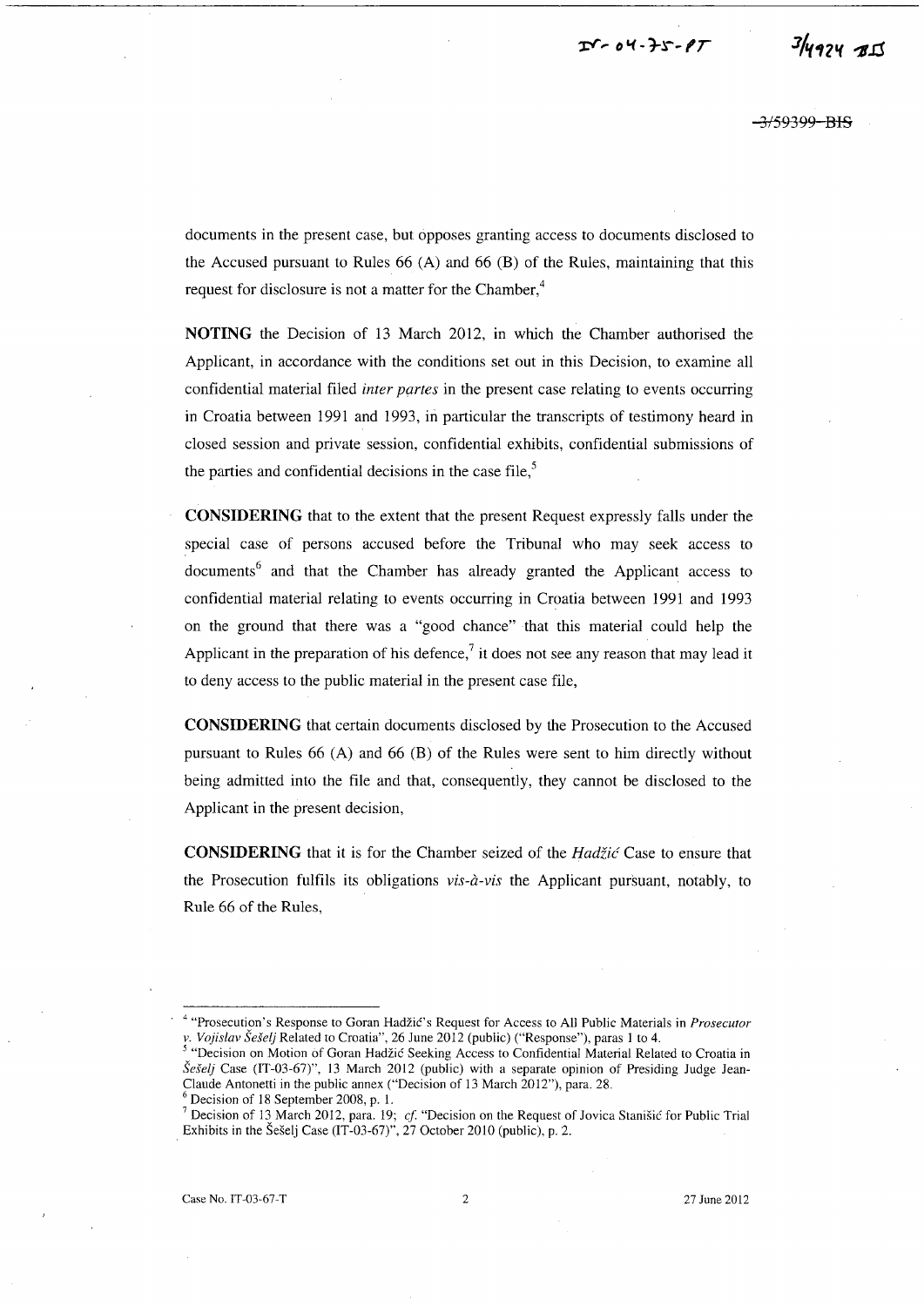documents in the present case, but opposes granting access to documents disclosed to the Accused pursuant to Rules 66 (A) and 66 (B) of the Rules, maintaining that this request for disclosure is not a matter for the Chamber,[4]

**NOTING** the Decision of 13 March 2012, in which the Chamber authorised the Applicant, in accordance with the conditions set out in this Decision, to examine all confidential material filed *inter partes* in the present case relating to events occurring in Croatia between 1991 and 1993, in particular the transcripts of testimony heard in closed session and private session, confidential exhibits, confidential submissions of the parties and confidential decisions in the case file,[5]

**CONSIDERING** that to the extent that the present Request expressly falls under the special case of persons accused before the Tribunal who may seek access to documents[6] and that the Chamber has already granted the Applicant access to confidential material relating to events occurring in Croatia between 1991 and 1993 on the ground that there was a "good chance" that this material could help the Applicant in the preparation of his defence,[7] it does not see any reason that may lead it to deny access to the public material in the present case file,

**CONSIDERING** that certain documents disclosed by the Prosecution to the Accused pursuant to Rules 66 (A) and 66 (B) of the Rules were sent to him directly without being admitted into the file and that, consequently, they cannot be disclosed to the Applicant in the present decision,

**CONSIDERING** that it is for the Chamber seized of the *Hadžić* Case to ensure that the Prosecution fulfils its obligations *vis-à-vis* the Applicant pursuant, notably, to Rule 66 of the Rules,

---

[4] "Prosecution's Response to Goran Hadžić's Request for Access to All Public Materials in *Prosecutor v. Vojislav Šešelj* Related to Croatia", 26 June 2012 (public) ("Response"), paras 1 to 4.

[5] "Decision on Motion of Goran Hadžić Seeking Access to Confidential Material Related to Croatia in *Šešelj* Case (IT-03-67)", 13 March 2012 (public) with a separate opinion of Presiding Judge Jean-Claude Antonetti in the public annex ("Decision of 13 March 2012"), para. 28.

[6] Decision of 18 September 2008, p. 1.

[7] Decision of 13 March 2012, para. 19; *cf.* "Decision on the Request of Jovica Stanišić for Public Trial Exhibits in the Šešelj Case (IT-03-67)", 27 October 2010 (public), p. 2.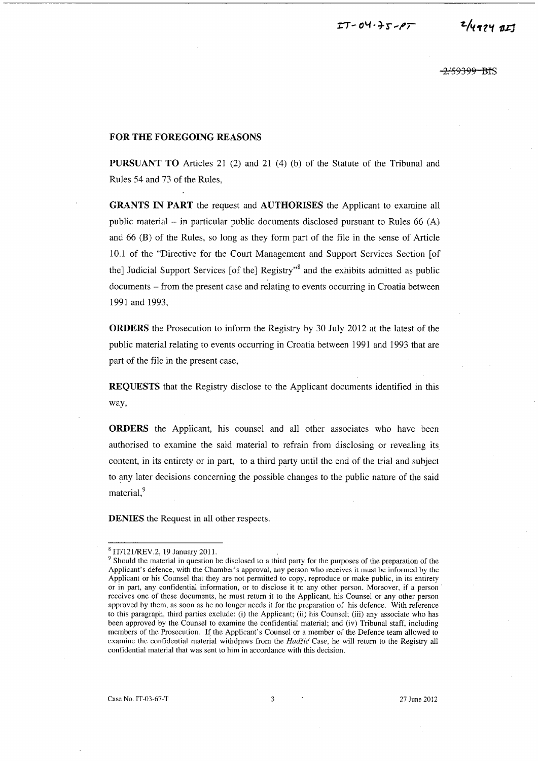**FOR THE FOREGOING REASONS**

**PURSUANT TO** Articles 21 (2) and 21 (4) (b) of the Statute of the Tribunal and Rules 54 and 73 of the Rules,

**GRANTS IN PART** the request and **AUTHORISES** the Applicant to examine all public material – in particular public documents disclosed pursuant to Rules 66 (A) and 66 (B) of the Rules, so long as they form part of the file in the sense of Article 10.1 of the "Directive for the Court Management and Support Services Section [of the] Judicial Support Services [of the] Registry"[8] and the exhibits admitted as public documents – from the present case and relating to events occurring in Croatia between 1991 and 1993,

**ORDERS** the Prosecution to inform the Registry by 30 July 2012 at the latest of the public material relating to events occurring in Croatia between 1991 and 1993 that are part of the file in the present case,

**REQUESTS** that the Registry disclose to the Applicant documents identified in this way,

**ORDERS** the Applicant, his counsel and all other associates who have been authorised to examine the said material to refrain from disclosing or revealing its content, in its entirety or in part, to a third party until the end of the trial and subject to any later decisions concerning the possible changes to the public nature of the said material,[9]

**DENIES** the Request in all other respects.

---

[8] IT/121/REV.2, 19 January 2011.

[9] Should the material in question be disclosed to a third party for the purposes of the preparation of the Applicant's defence, with the Chamber's approval, any person who receives it must be informed by the Applicant or his Counsel that they are not permitted to copy, reproduce or make public, in its entirety or in part, any confidential information, or to disclose it to any other person. Moreover, if a person receives one of these documents, he must return it to the Applicant, his Counsel or any other person approved by them, as soon as he no longer needs it for the preparation of his defence. With reference to this paragraph, third parties exclude: (i) the Applicant; (ii) his Counsel; (iii) any associate who has been approved by the Counsel to examine the confidential material; and (iv) Tribunal staff, including members of the Prosecution. If the Applicant's Counsel or a member of the Defence team allowed to examine the confidential material withdraws from the *Hadžić* Case, he will return to the Registry all confidential material that was sent to him in accordance with this decision.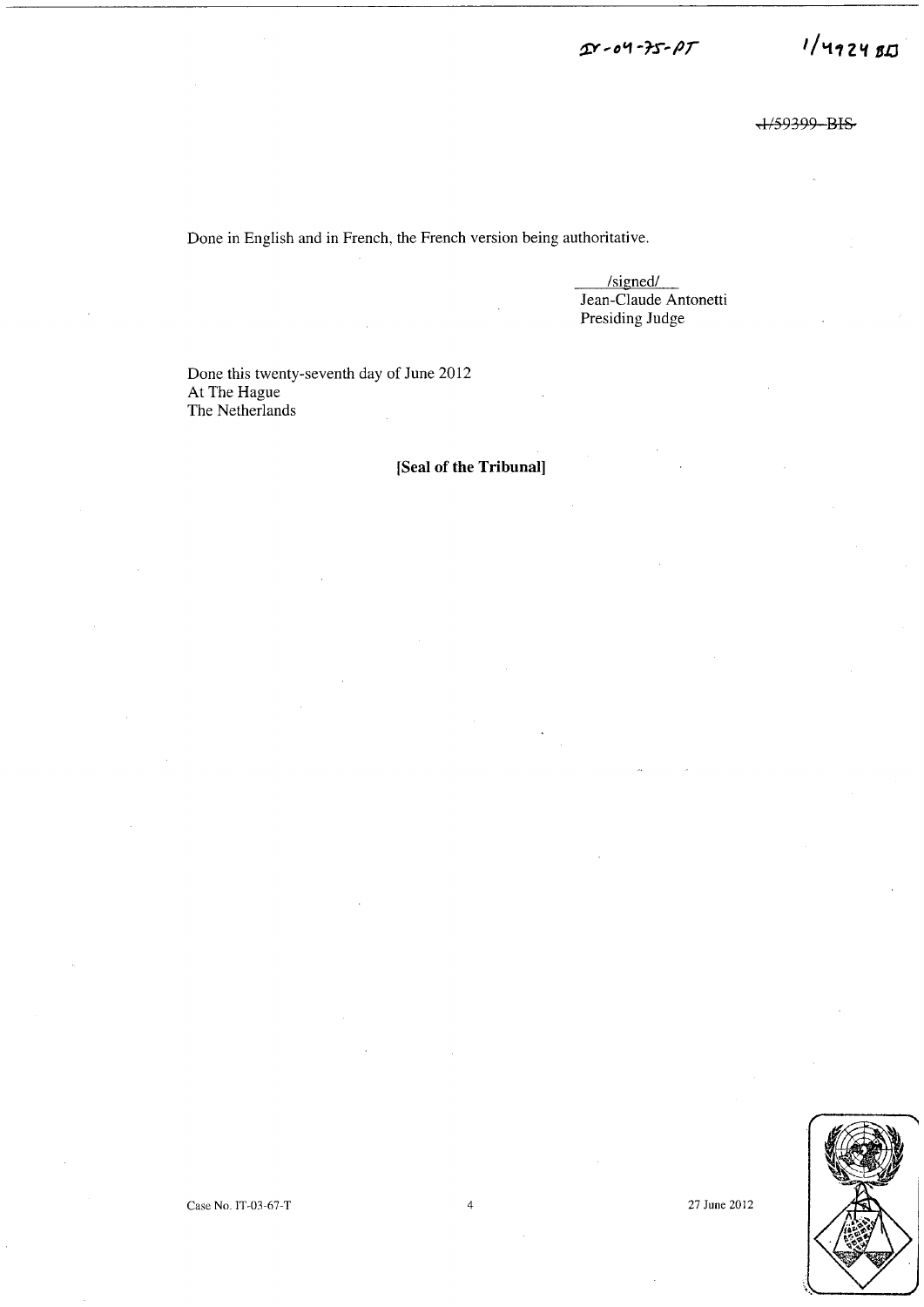Done in English and in French, the French version being authoritative.

/signed/
Jean-Claude Antonetti
Presiding Judge

Done this twenty-seventh day of June 2012
At The Hague
The Netherlands

**[Seal of the Tribunal]**